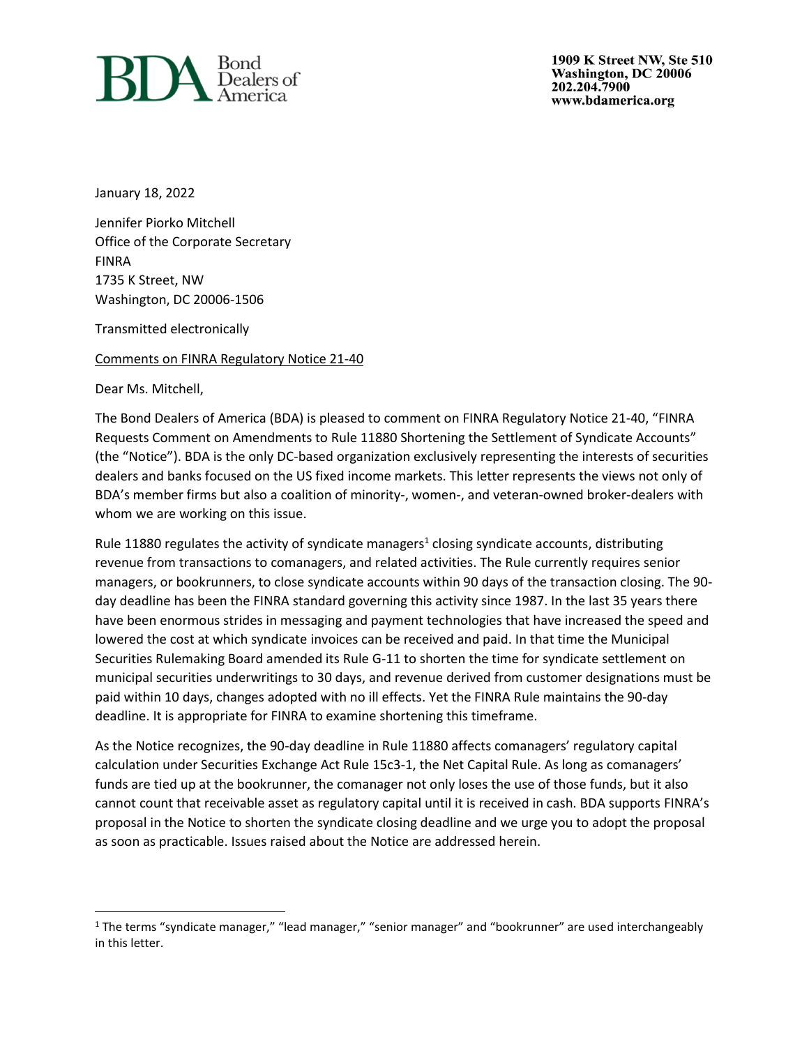**Bond Dealers of America**

**1909 K Street NW, Ste 510**
**Washington, DC 20006**
**202.204.7900**
**www.bdamerica.org**

January 18, 2022

Jennifer Piorko Mitchell
Office of the Corporate Secretary
FINRA
1735 K Street, NW
Washington, DC 20006-1506

Transmitted electronically

Comments on FINRA Regulatory Notice 21-40

Dear Ms. Mitchell,

The Bond Dealers of America (BDA) is pleased to comment on FINRA Regulatory Notice 21-40, "FINRA Requests Comment on Amendments to Rule 11880 Shortening the Settlement of Syndicate Accounts" (the "Notice"). BDA is the only DC-based organization exclusively representing the interests of securities dealers and banks focused on the US fixed income markets. This letter represents the views not only of BDA's member firms but also a coalition of minority-, women-, and veteran-owned broker-dealers with whom we are working on this issue.

Rule 11880 regulates the activity of syndicate managers[1] closing syndicate accounts, distributing revenue from transactions to comanagers, and related activities. The Rule currently requires senior managers, or bookrunners, to close syndicate accounts within 90 days of the transaction closing. The 90-day deadline has been the FINRA standard governing this activity since 1987. In the last 35 years there have been enormous strides in messaging and payment technologies that have increased the speed and lowered the cost at which syndicate invoices can be received and paid. In that time the Municipal Securities Rulemaking Board amended its Rule G-11 to shorten the time for syndicate settlement on municipal securities underwritings to 30 days, and revenue derived from customer designations must be paid within 10 days, changes adopted with no ill effects. Yet the FINRA Rule maintains the 90-day deadline. It is appropriate for FINRA to examine shortening this timeframe.

As the Notice recognizes, the 90-day deadline in Rule 11880 affects comanagers' regulatory capital calculation under Securities Exchange Act Rule 15c3-1, the Net Capital Rule. As long as comanagers' funds are tied up at the bookrunner, the comanager not only loses the use of those funds, but it also cannot count that receivable asset as regulatory capital until it is received in cash. BDA supports FINRA's proposal in the Notice to shorten the syndicate closing deadline and we urge you to adopt the proposal as soon as practicable. Issues raised about the Notice are addressed herein.

---

[1] The terms "syndicate manager," "lead manager," "senior manager" and "bookrunner" are used interchangeably in this letter.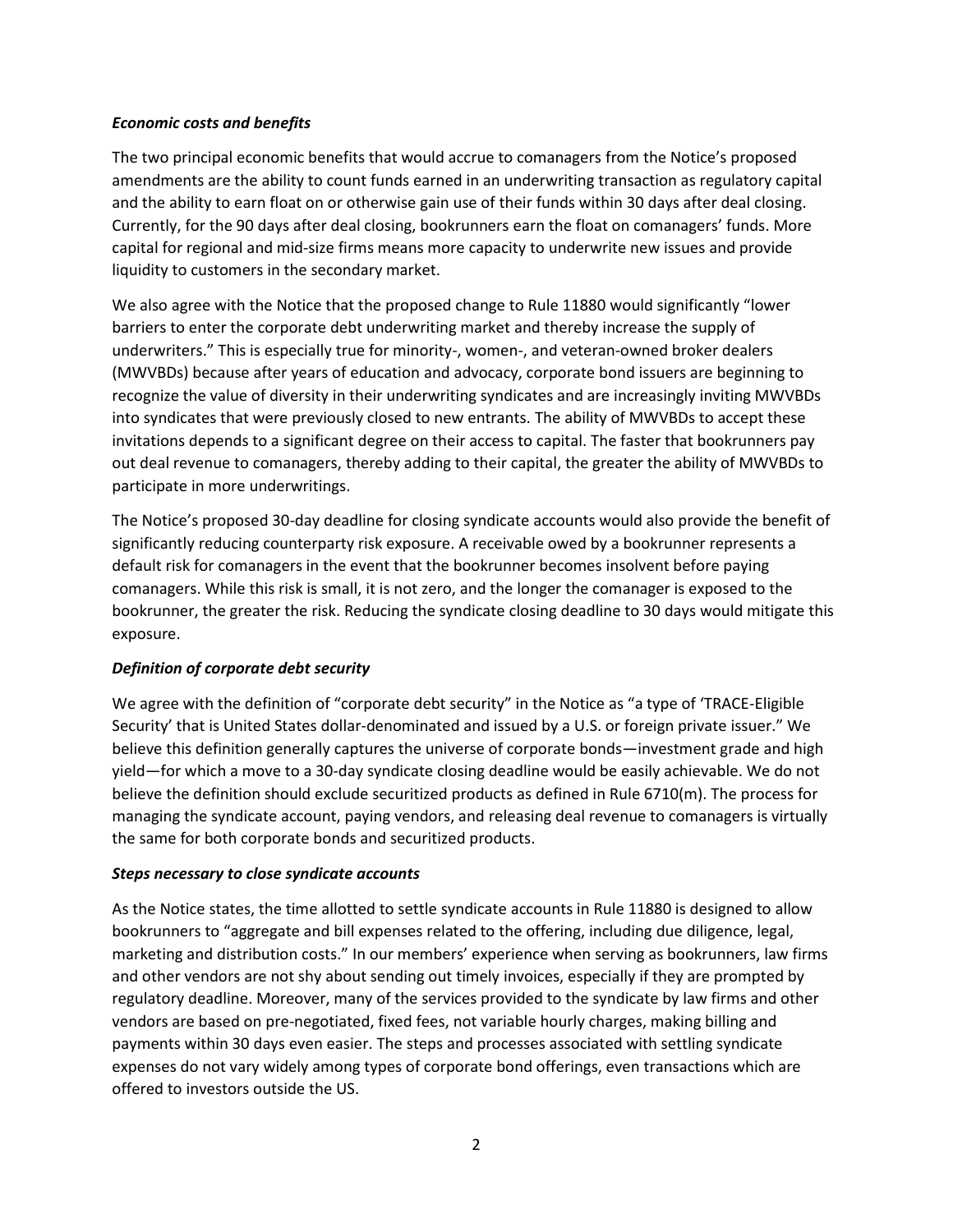***Economic costs and benefits***

The two principal economic benefits that would accrue to comanagers from the Notice's proposed amendments are the ability to count funds earned in an underwriting transaction as regulatory capital and the ability to earn float on or otherwise gain use of their funds within 30 days after deal closing. Currently, for the 90 days after deal closing, bookrunners earn the float on comanagers' funds. More capital for regional and mid-size firms means more capacity to underwrite new issues and provide liquidity to customers in the secondary market.

We also agree with the Notice that the proposed change to Rule 11880 would significantly "lower barriers to enter the corporate debt underwriting market and thereby increase the supply of underwriters." This is especially true for minority-, women-, and veteran-owned broker dealers (MWVBDs) because after years of education and advocacy, corporate bond issuers are beginning to recognize the value of diversity in their underwriting syndicates and are increasingly inviting MWVBDs into syndicates that were previously closed to new entrants. The ability of MWVBDs to accept these invitations depends to a significant degree on their access to capital. The faster that bookrunners pay out deal revenue to comanagers, thereby adding to their capital, the greater the ability of MWVBDs to participate in more underwritings.

The Notice's proposed 30-day deadline for closing syndicate accounts would also provide the benefit of significantly reducing counterparty risk exposure. A receivable owed by a bookrunner represents a default risk for comanagers in the event that the bookrunner becomes insolvent before paying comanagers. While this risk is small, it is not zero, and the longer the comanager is exposed to the bookrunner, the greater the risk. Reducing the syndicate closing deadline to 30 days would mitigate this exposure.

***Definition of corporate debt security***

We agree with the definition of "corporate debt security" in the Notice as "a type of 'TRACE-Eligible Security' that is United States dollar-denominated and issued by a U.S. or foreign private issuer." We believe this definition generally captures the universe of corporate bonds—investment grade and high yield—for which a move to a 30-day syndicate closing deadline would be easily achievable. We do not believe the definition should exclude securitized products as defined in Rule 6710(m). The process for managing the syndicate account, paying vendors, and releasing deal revenue to comanagers is virtually the same for both corporate bonds and securitized products.

***Steps necessary to close syndicate accounts***

As the Notice states, the time allotted to settle syndicate accounts in Rule 11880 is designed to allow bookrunners to "aggregate and bill expenses related to the offering, including due diligence, legal, marketing and distribution costs." In our members' experience when serving as bookrunners, law firms and other vendors are not shy about sending out timely invoices, especially if they are prompted by regulatory deadline. Moreover, many of the services provided to the syndicate by law firms and other vendors are based on pre-negotiated, fixed fees, not variable hourly charges, making billing and payments within 30 days even easier. The steps and processes associated with settling syndicate expenses do not vary widely among types of corporate bond offerings, even transactions which are offered to investors outside the US.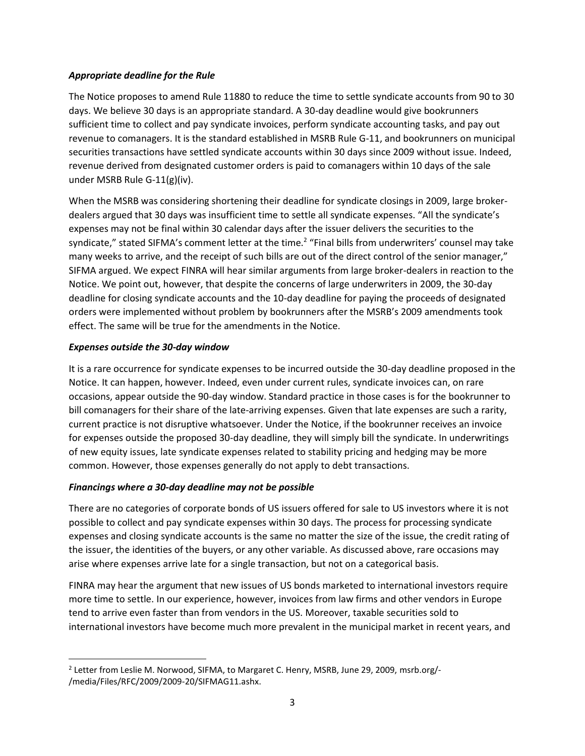### *Appropriate deadline for the Rule*

The Notice proposes to amend Rule 11880 to reduce the time to settle syndicate accounts from 90 to 30 days. We believe 30 days is an appropriate standard. A 30-day deadline would give bookrunners sufficient time to collect and pay syndicate invoices, perform syndicate accounting tasks, and pay out revenue to comanagers. It is the standard established in MSRB Rule G-11, and bookrunners on municipal securities transactions have settled syndicate accounts within 30 days since 2009 without issue. Indeed, revenue derived from designated customer orders is paid to comanagers within 10 days of the sale under MSRB Rule G-11(g)(iv).

When the MSRB was considering shortening their deadline for syndicate closings in 2009, large broker-dealers argued that 30 days was insufficient time to settle all syndicate expenses. "All the syndicate's expenses may not be final within 30 calendar days after the issuer delivers the securities to the syndicate," stated SIFMA's comment letter at the time.[2] "Final bills from underwriters' counsel may take many weeks to arrive, and the receipt of such bills are out of the direct control of the senior manager," SIFMA argued. We expect FINRA will hear similar arguments from large broker-dealers in reaction to the Notice. We point out, however, that despite the concerns of large underwriters in 2009, the 30-day deadline for closing syndicate accounts and the 10-day deadline for paying the proceeds of designated orders were implemented without problem by bookrunners after the MSRB's 2009 amendments took effect. The same will be true for the amendments in the Notice.

### *Expenses outside the 30-day window*

It is a rare occurrence for syndicate expenses to be incurred outside the 30-day deadline proposed in the Notice. It can happen, however. Indeed, even under current rules, syndicate invoices can, on rare occasions, appear outside the 90-day window. Standard practice in those cases is for the bookrunner to bill comanagers for their share of the late-arriving expenses. Given that late expenses are such a rarity, current practice is not disruptive whatsoever. Under the Notice, if the bookrunner receives an invoice for expenses outside the proposed 30-day deadline, they will simply bill the syndicate. In underwritings of new equity issues, late syndicate expenses related to stability pricing and hedging may be more common. However, those expenses generally do not apply to debt transactions.

### *Financings where a 30-day deadline may not be possible*

There are no categories of corporate bonds of US issuers offered for sale to US investors where it is not possible to collect and pay syndicate expenses within 30 days. The process for processing syndicate expenses and closing syndicate accounts is the same no matter the size of the issue, the credit rating of the issuer, the identities of the buyers, or any other variable. As discussed above, rare occasions may arise where expenses arrive late for a single transaction, but not on a categorical basis.

FINRA may hear the argument that new issues of US bonds marketed to international investors require more time to settle. In our experience, however, invoices from law firms and other vendors in Europe tend to arrive even faster than from vendors in the US. Moreover, taxable securities sold to international investors have become much more prevalent in the municipal market in recent years, and

---

[2] Letter from Leslie M. Norwood, SIFMA, to Margaret C. Henry, MSRB, June 29, 2009, msrb.org/-/media/Files/RFC/2009/2009-20/SIFMAG11.ashx.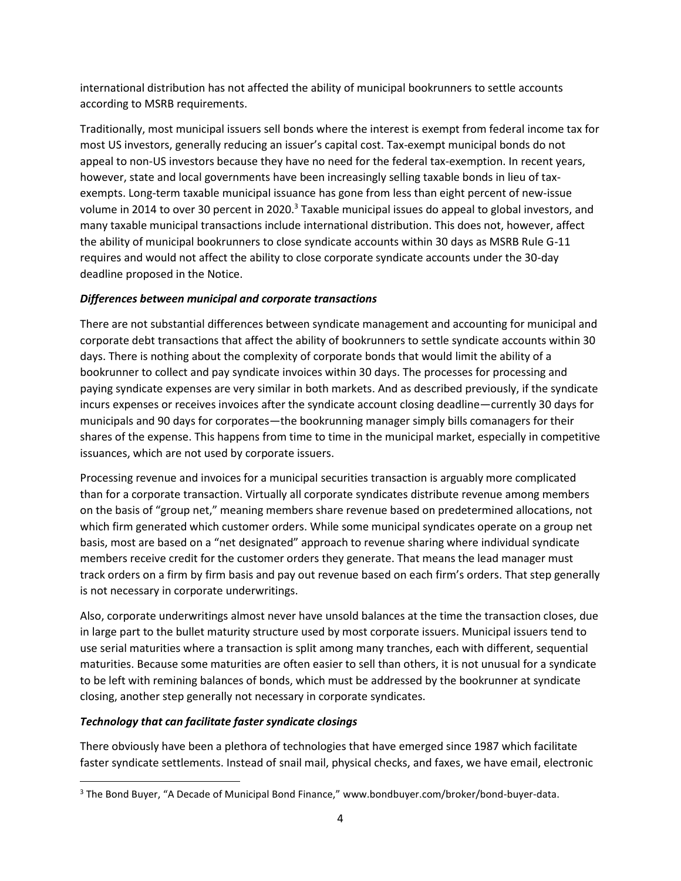international distribution has not affected the ability of municipal bookrunners to settle accounts according to MSRB requirements.

Traditionally, most municipal issuers sell bonds where the interest is exempt from federal income tax for most US investors, generally reducing an issuer's capital cost. Tax-exempt municipal bonds do not appeal to non-US investors because they have no need for the federal tax-exemption. In recent years, however, state and local governments have been increasingly selling taxable bonds in lieu of tax-exempts. Long-term taxable municipal issuance has gone from less than eight percent of new-issue volume in 2014 to over 30 percent in 2020.[3] Taxable municipal issues do appeal to global investors, and many taxable municipal transactions include international distribution. This does not, however, affect the ability of municipal bookrunners to close syndicate accounts within 30 days as MSRB Rule G-11 requires and would not affect the ability to close corporate syndicate accounts under the 30-day deadline proposed in the Notice.

***Differences between municipal and corporate transactions***

There are not substantial differences between syndicate management and accounting for municipal and corporate debt transactions that affect the ability of bookrunners to settle syndicate accounts within 30 days. There is nothing about the complexity of corporate bonds that would limit the ability of a bookrunner to collect and pay syndicate invoices within 30 days. The processes for processing and paying syndicate expenses are very similar in both markets. And as described previously, if the syndicate incurs expenses or receives invoices after the syndicate account closing deadline—currently 30 days for municipals and 90 days for corporates—the bookrunning manager simply bills comanagers for their shares of the expense. This happens from time to time in the municipal market, especially in competitive issuances, which are not used by corporate issuers.

Processing revenue and invoices for a municipal securities transaction is arguably more complicated than for a corporate transaction. Virtually all corporate syndicates distribute revenue among members on the basis of "group net," meaning members share revenue based on predetermined allocations, not which firm generated which customer orders. While some municipal syndicates operate on a group net basis, most are based on a "net designated" approach to revenue sharing where individual syndicate members receive credit for the customer orders they generate. That means the lead manager must track orders on a firm by firm basis and pay out revenue based on each firm's orders. That step generally is not necessary in corporate underwritings.

Also, corporate underwritings almost never have unsold balances at the time the transaction closes, due in large part to the bullet maturity structure used by most corporate issuers. Municipal issuers tend to use serial maturities where a transaction is split among many tranches, each with different, sequential maturities. Because some maturities are often easier to sell than others, it is not unusual for a syndicate to be left with remining balances of bonds, which must be addressed by the bookrunner at syndicate closing, another step generally not necessary in corporate syndicates.

***Technology that can facilitate faster syndicate closings***

There obviously have been a plethora of technologies that have emerged since 1987 which facilitate faster syndicate settlements. Instead of snail mail, physical checks, and faxes, we have email, electronic

---

[3] The Bond Buyer, "A Decade of Municipal Bond Finance," www.bondbuyer.com/broker/bond-buyer-data.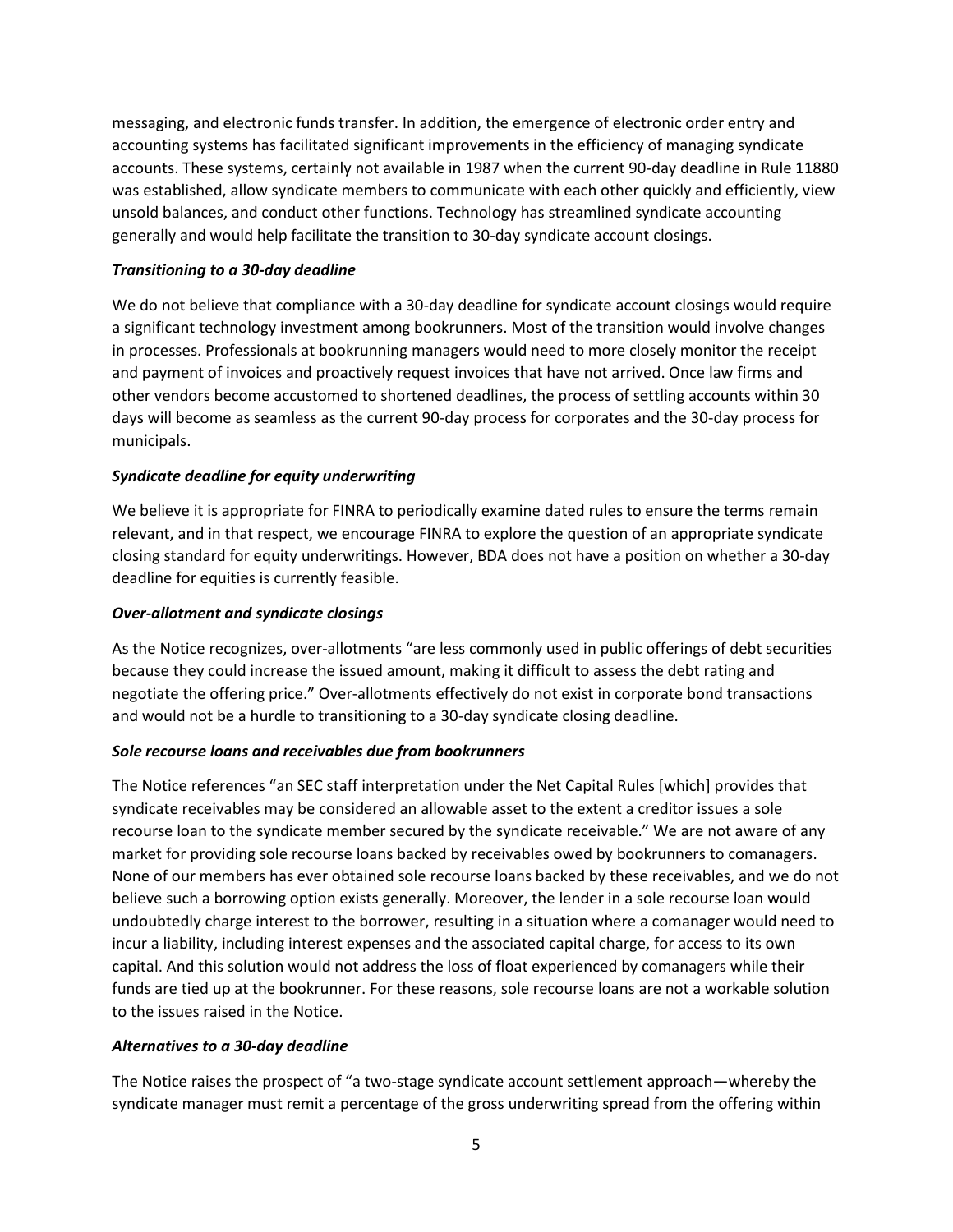messaging, and electronic funds transfer. In addition, the emergence of electronic order entry and accounting systems has facilitated significant improvements in the efficiency of managing syndicate accounts. These systems, certainly not available in 1987 when the current 90-day deadline in Rule 11880 was established, allow syndicate members to communicate with each other quickly and efficiently, view unsold balances, and conduct other functions. Technology has streamlined syndicate accounting generally and would help facilitate the transition to 30-day syndicate account closings.

***Transitioning to a 30-day deadline***

We do not believe that compliance with a 30-day deadline for syndicate account closings would require a significant technology investment among bookrunners. Most of the transition would involve changes in processes. Professionals at bookrunning managers would need to more closely monitor the receipt and payment of invoices and proactively request invoices that have not arrived. Once law firms and other vendors become accustomed to shortened deadlines, the process of settling accounts within 30 days will become as seamless as the current 90-day process for corporates and the 30-day process for municipals.

***Syndicate deadline for equity underwriting***

We believe it is appropriate for FINRA to periodically examine dated rules to ensure the terms remain relevant, and in that respect, we encourage FINRA to explore the question of an appropriate syndicate closing standard for equity underwritings. However, BDA does not have a position on whether a 30-day deadline for equities is currently feasible.

***Over-allotment and syndicate closings***

As the Notice recognizes, over-allotments "are less commonly used in public offerings of debt securities because they could increase the issued amount, making it difficult to assess the debt rating and negotiate the offering price." Over-allotments effectively do not exist in corporate bond transactions and would not be a hurdle to transitioning to a 30-day syndicate closing deadline.

***Sole recourse loans and receivables due from bookrunners***

The Notice references "an SEC staff interpretation under the Net Capital Rules [which] provides that syndicate receivables may be considered an allowable asset to the extent a creditor issues a sole recourse loan to the syndicate member secured by the syndicate receivable." We are not aware of any market for providing sole recourse loans backed by receivables owed by bookrunners to comanagers. None of our members has ever obtained sole recourse loans backed by these receivables, and we do not believe such a borrowing option exists generally. Moreover, the lender in a sole recourse loan would undoubtedly charge interest to the borrower, resulting in a situation where a comanager would need to incur a liability, including interest expenses and the associated capital charge, for access to its own capital. And this solution would not address the loss of float experienced by comanagers while their funds are tied up at the bookrunner. For these reasons, sole recourse loans are not a workable solution to the issues raised in the Notice.

***Alternatives to a 30-day deadline***

The Notice raises the prospect of "a two-stage syndicate account settlement approach—whereby the syndicate manager must remit a percentage of the gross underwriting spread from the offering within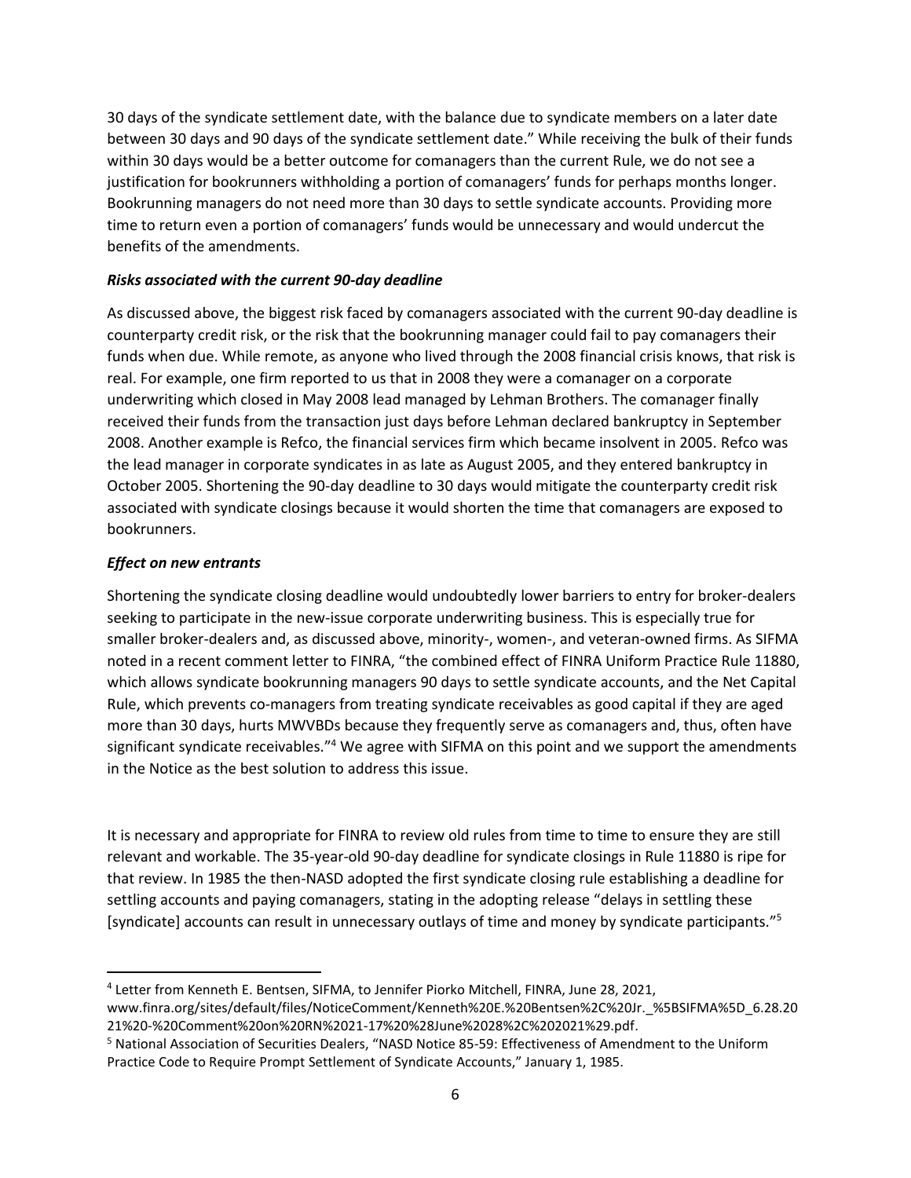30 days of the syndicate settlement date, with the balance due to syndicate members on a later date between 30 days and 90 days of the syndicate settlement date." While receiving the bulk of their funds within 30 days would be a better outcome for comanagers than the current Rule, we do not see a justification for bookrunners withholding a portion of comanagers' funds for perhaps months longer. Bookrunning managers do not need more than 30 days to settle syndicate accounts. Providing more time to return even a portion of comanagers' funds would be unnecessary and would undercut the benefits of the amendments.

***Risks associated with the current 90-day deadline***

As discussed above, the biggest risk faced by comanagers associated with the current 90-day deadline is counterparty credit risk, or the risk that the bookrunning manager could fail to pay comanagers their funds when due. While remote, as anyone who lived through the 2008 financial crisis knows, that risk is real. For example, one firm reported to us that in 2008 they were a comanager on a corporate underwriting which closed in May 2008 lead managed by Lehman Brothers. The comanager finally received their funds from the transaction just days before Lehman declared bankruptcy in September 2008. Another example is Refco, the financial services firm which became insolvent in 2005. Refco was the lead manager in corporate syndicates in as late as August 2005, and they entered bankruptcy in October 2005. Shortening the 90-day deadline to 30 days would mitigate the counterparty credit risk associated with syndicate closings because it would shorten the time that comanagers are exposed to bookrunners.

***Effect on new entrants***

Shortening the syndicate closing deadline would undoubtedly lower barriers to entry for broker-dealers seeking to participate in the new-issue corporate underwriting business. This is especially true for smaller broker-dealers and, as discussed above, minority-, women-, and veteran-owned firms. As SIFMA noted in a recent comment letter to FINRA, "the combined effect of FINRA Uniform Practice Rule 11880, which allows syndicate bookrunning managers 90 days to settle syndicate accounts, and the Net Capital Rule, which prevents co-managers from treating syndicate receivables as good capital if they are aged more than 30 days, hurts MWVBDs because they frequently serve as comanagers and, thus, often have significant syndicate receivables."[4] We agree with SIFMA on this point and we support the amendments in the Notice as the best solution to address this issue.

It is necessary and appropriate for FINRA to review old rules from time to time to ensure they are still relevant and workable. The 35-year-old 90-day deadline for syndicate closings in Rule 11880 is ripe for that review. In 1985 the then-NASD adopted the first syndicate closing rule establishing a deadline for settling accounts and paying comanagers, stating in the adopting release "delays in settling these [syndicate] accounts can result in unnecessary outlays of time and money by syndicate participants."[5]

---

[4] Letter from Kenneth E. Bentsen, SIFMA, to Jennifer Piorko Mitchell, FINRA, June 28, 2021, www.finra.org/sites/default/files/NoticeComment/Kenneth%20E.%20Bentsen%2C%20Jr._%5BSIFMA%5D_6.28.2021%20-%20Comment%20on%20RN%2021-17%20%28June%2028%2C%202021%29.pdf.

[5] National Association of Securities Dealers, "NASD Notice 85-59: Effectiveness of Amendment to the Uniform Practice Code to Require Prompt Settlement of Syndicate Accounts," January 1, 1985.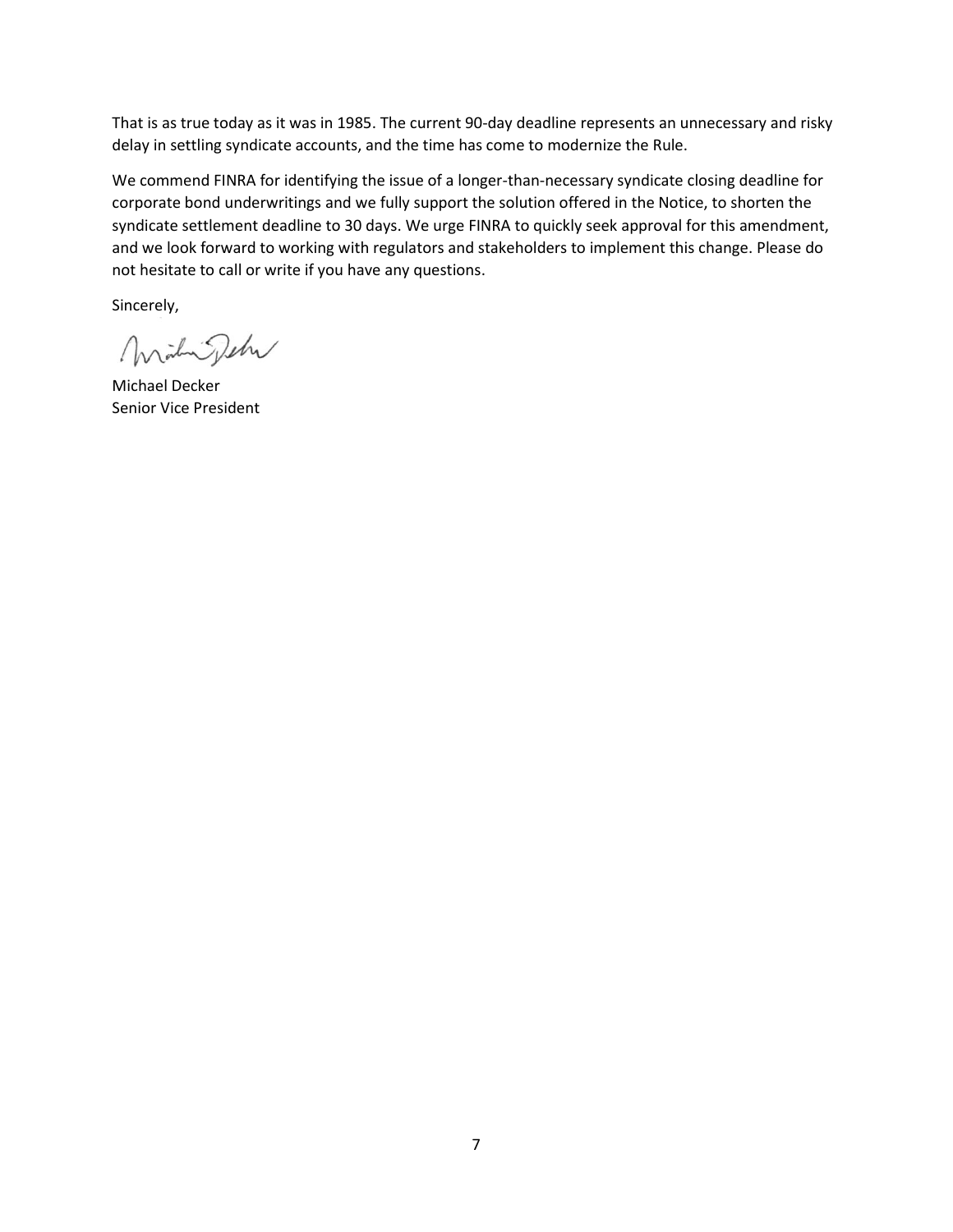That is as true today as it was in 1985. The current 90-day deadline represents an unnecessary and risky delay in settling syndicate accounts, and the time has come to modernize the Rule.

We commend FINRA for identifying the issue of a longer-than-necessary syndicate closing deadline for corporate bond underwritings and we fully support the solution offered in the Notice, to shorten the syndicate settlement deadline to 30 days. We urge FINRA to quickly seek approval for this amendment, and we look forward to working with regulators and stakeholders to implement this change. Please do not hesitate to call or write if you have any questions.

Sincerely,

Michael Decker
Senior Vice President